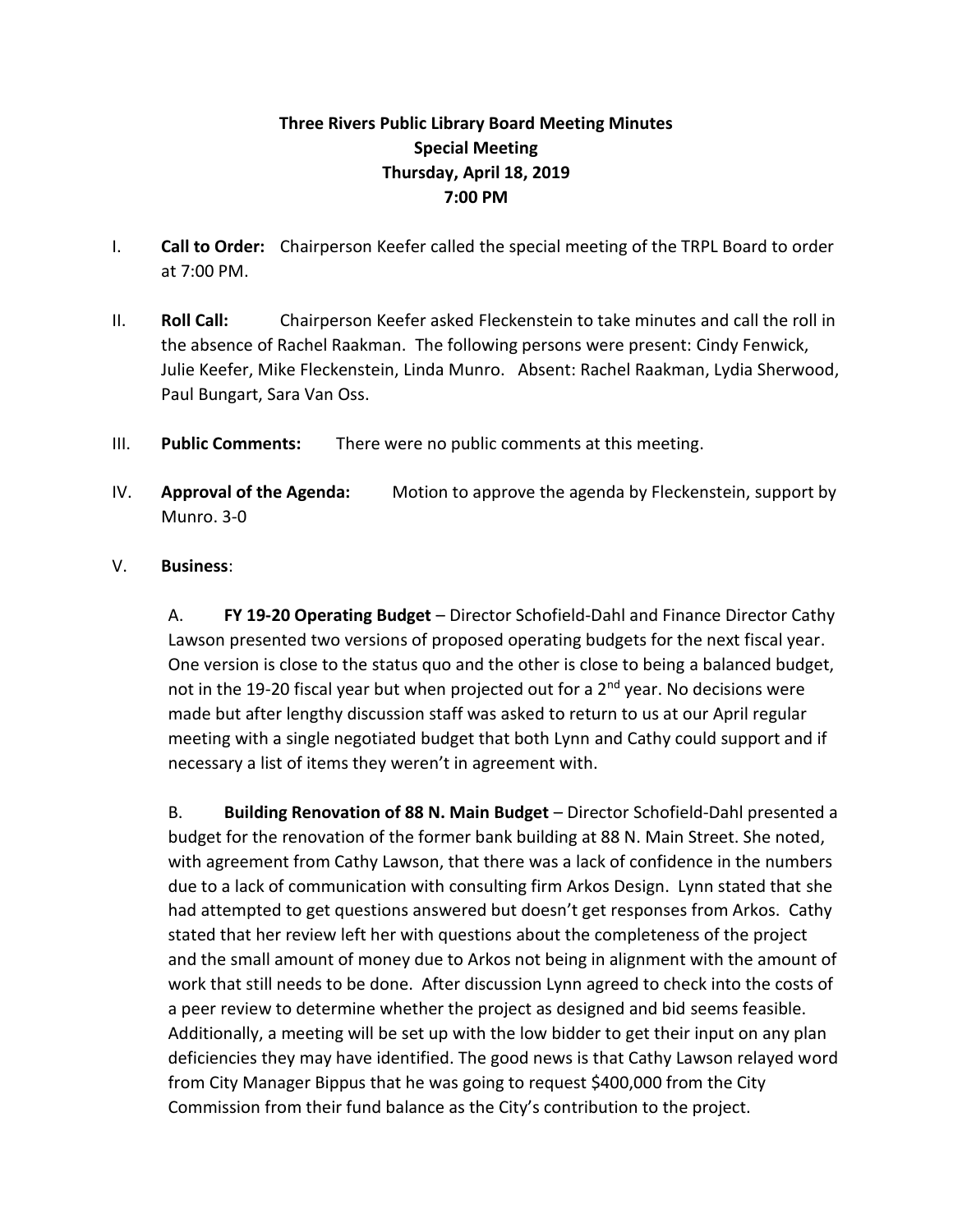# Three Rivers Public Library Board Meeting Minutes
## Special Meeting
## Thursday, April 18, 2019
## 7:00 PM

I. **Call to Order:** Chairperson Keefer called the special meeting of the TRPL Board to order at 7:00 PM.

II. **Roll Call:** Chairperson Keefer asked Fleckenstein to take minutes and call the roll in the absence of Rachel Raakman. The following persons were present: Cindy Fenwick, Julie Keefer, Mike Fleckenstein, Linda Munro. Absent: Rachel Raakman, Lydia Sherwood, Paul Bungart, Sara Van Oss.

III. **Public Comments:** There were no public comments at this meeting.

IV. **Approval of the Agenda:** Motion to approve the agenda by Fleckenstein, support by Munro. 3-0

V. **Business**:

A. **FY 19-20 Operating Budget** – Director Schofield-Dahl and Finance Director Cathy Lawson presented two versions of proposed operating budgets for the next fiscal year. One version is close to the status quo and the other is close to being a balanced budget, not in the 19-20 fiscal year but when projected out for a 2nd year. No decisions were made but after lengthy discussion staff was asked to return to us at our April regular meeting with a single negotiated budget that both Lynn and Cathy could support and if necessary a list of items they weren't in agreement with.

B. **Building Renovation of 88 N. Main Budget** – Director Schofield-Dahl presented a budget for the renovation of the former bank building at 88 N. Main Street. She noted, with agreement from Cathy Lawson, that there was a lack of confidence in the numbers due to a lack of communication with consulting firm Arkos Design. Lynn stated that she had attempted to get questions answered but doesn't get responses from Arkos. Cathy stated that her review left her with questions about the completeness of the project and the small amount of money due to Arkos not being in alignment with the amount of work that still needs to be done. After discussion Lynn agreed to check into the costs of a peer review to determine whether the project as designed and bid seems feasible. Additionally, a meeting will be set up with the low bidder to get their input on any plan deficiencies they may have identified. The good news is that Cathy Lawson relayed word from City Manager Bippus that he was going to request $400,000 from the City Commission from their fund balance as the City's contribution to the project.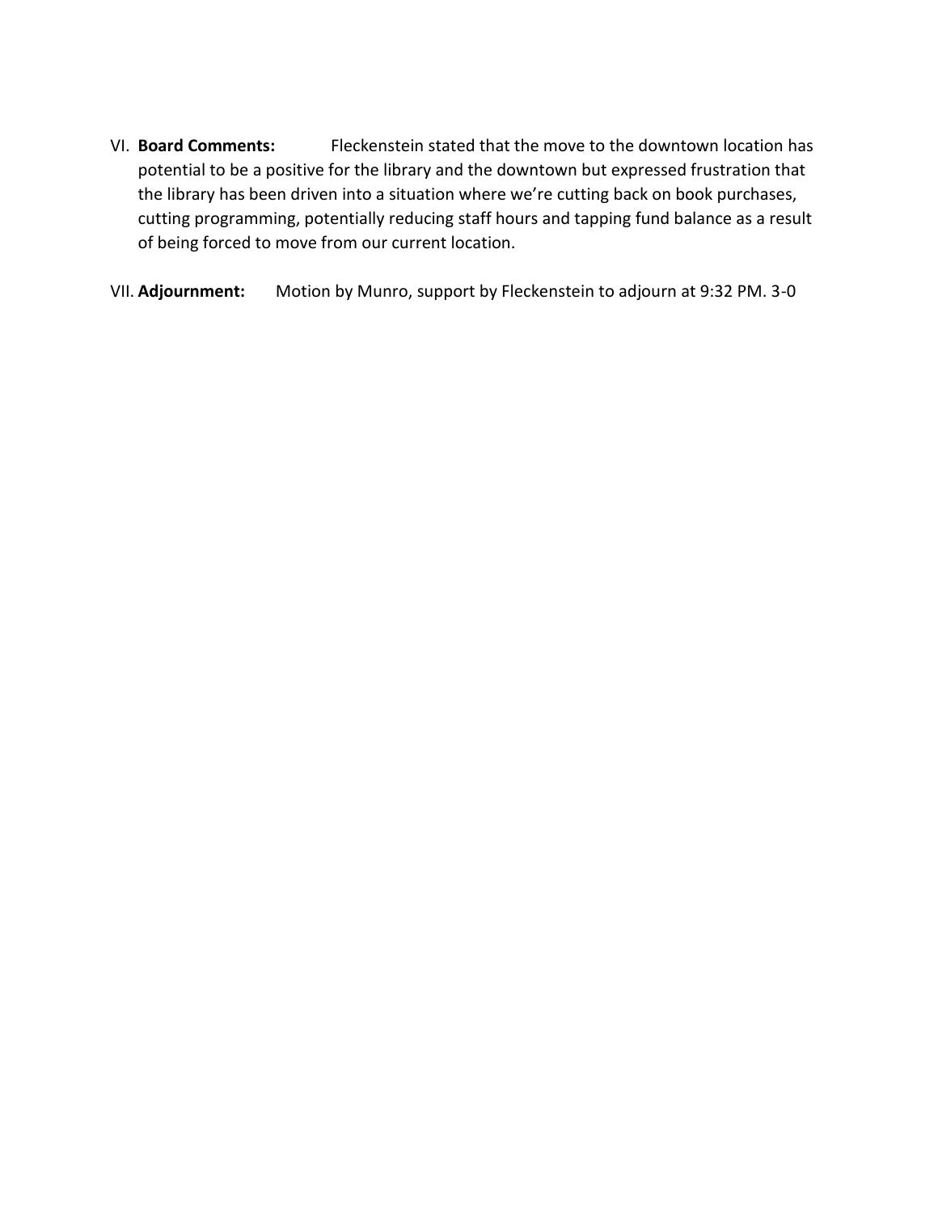VI. **Board Comments:** Fleckenstein stated that the move to the downtown location has potential to be a positive for the library and the downtown but expressed frustration that the library has been driven into a situation where we're cutting back on book purchases, cutting programming, potentially reducing staff hours and tapping fund balance as a result of being forced to move from our current location.

VII. **Adjournment:** Motion by Munro, support by Fleckenstein to adjourn at 9:32 PM. 3-0